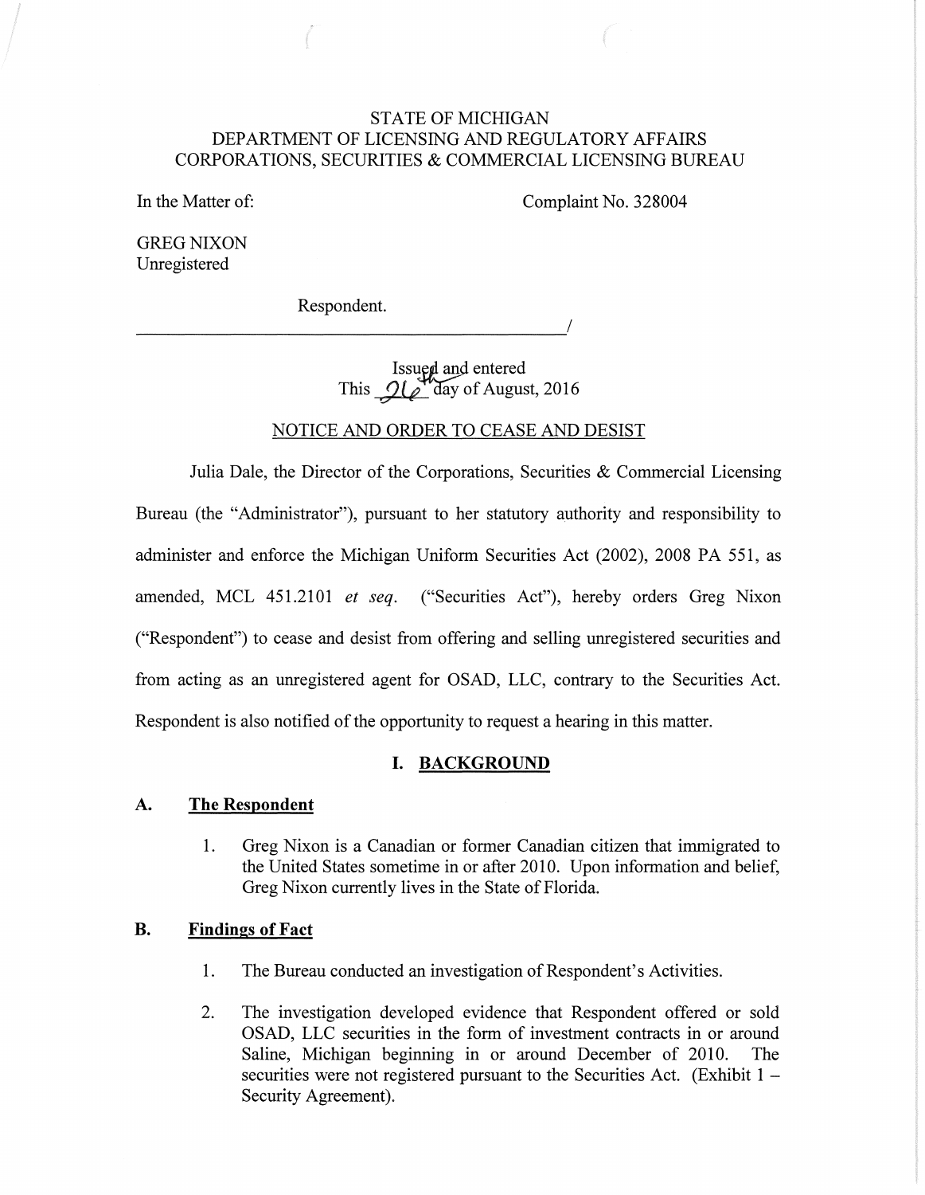STATE OF MICHIGAN
DEPARTMENT OF LICENSING AND REGULATORY AFFAIRS
CORPORATIONS, SECURITIES & COMMERCIAL LICENSING BUREAU

In the Matter of:

Complaint No. 328004

GREG NIXON
Unregistered

Respondent.
_____________________________________________/

Issued and entered
This 26th day of August, 2016

NOTICE AND ORDER TO CEASE AND DESIST

Julia Dale, the Director of the Corporations, Securities & Commercial Licensing Bureau (the "Administrator"), pursuant to her statutory authority and responsibility to administer and enforce the Michigan Uniform Securities Act (2002), 2008 PA 551, as amended, MCL 451.2101 *et seq.* ("Securities Act"), hereby orders Greg Nixon ("Respondent") to cease and desist from offering and selling unregistered securities and from acting as an unregistered agent for OSAD, LLC, contrary to the Securities Act. Respondent is also notified of the opportunity to request a hearing in this matter.

## I. BACKGROUND

### A. The Respondent

1. Greg Nixon is a Canadian or former Canadian citizen that immigrated to the United States sometime in or after 2010. Upon information and belief, Greg Nixon currently lives in the State of Florida.

### B. Findings of Fact

1. The Bureau conducted an investigation of Respondent's Activities.

2. The investigation developed evidence that Respondent offered or sold OSAD, LLC securities in the form of investment contracts in or around Saline, Michigan beginning in or around December of 2010. The securities were not registered pursuant to the Securities Act. (Exhibit 1 – Security Agreement).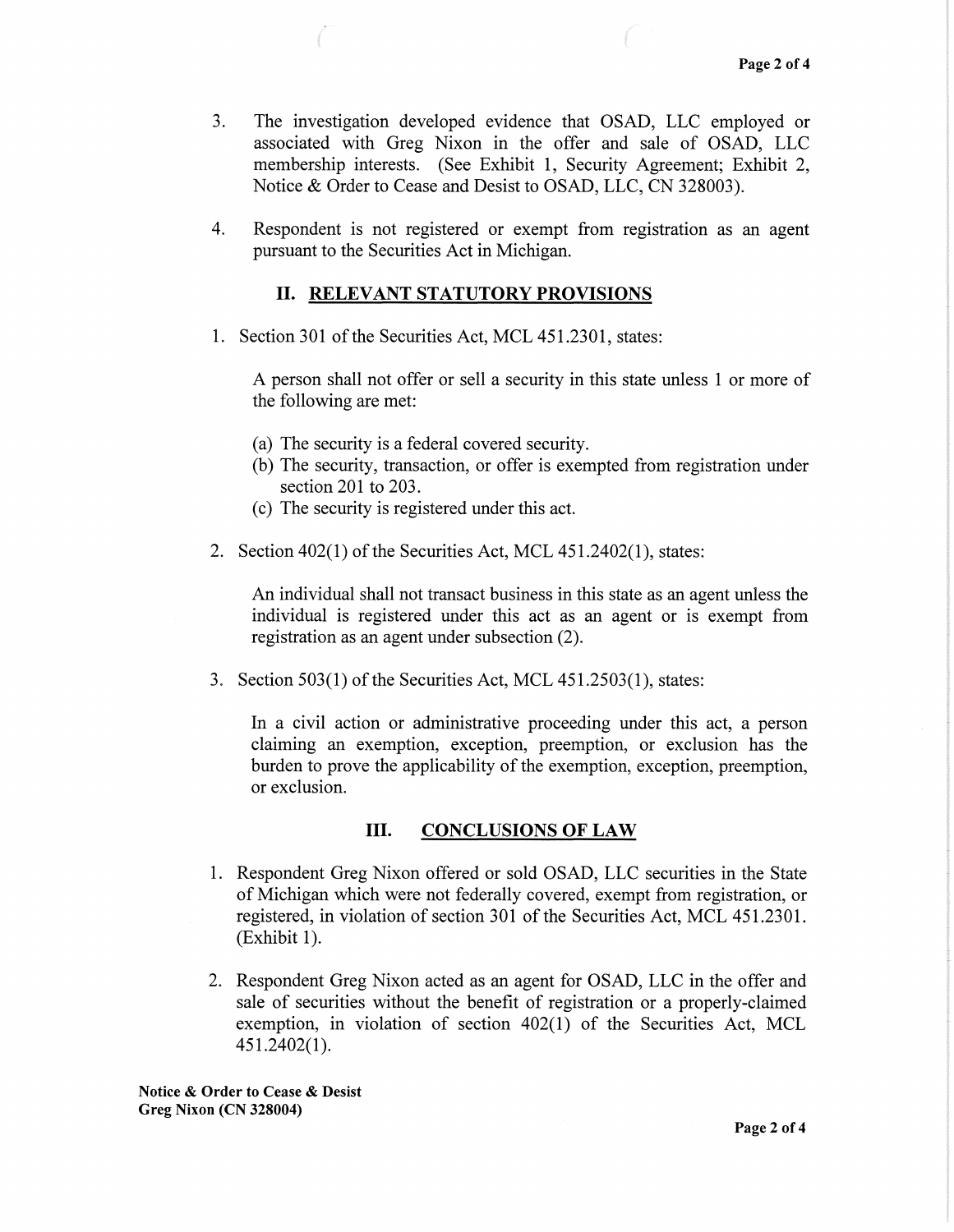3. The investigation developed evidence that OSAD, LLC employed or associated with Greg Nixon in the offer and sale of OSAD, LLC membership interests. (See Exhibit 1, Security Agreement; Exhibit 2, Notice & Order to Cease and Desist to OSAD, LLC, CN 328003).

4. Respondent is not registered or exempt from registration as an agent pursuant to the Securities Act in Michigan.

## II. RELEVANT STATUTORY PROVISIONS

1. Section 301 of the Securities Act, MCL 451.2301, states:

   A person shall not offer or sell a security in this state unless 1 or more of the following are met:

   (a) The security is a federal covered security.
   (b) The security, transaction, or offer is exempted from registration under section 201 to 203.
   (c) The security is registered under this act.

2. Section 402(1) of the Securities Act, MCL 451.2402(1), states:

   An individual shall not transact business in this state as an agent unless the individual is registered under this act as an agent or is exempt from registration as an agent under subsection (2).

3. Section 503(1) of the Securities Act, MCL 451.2503(1), states:

   In a civil action or administrative proceeding under this act, a person claiming an exemption, exception, preemption, or exclusion has the burden to prove the applicability of the exemption, exception, preemption, or exclusion.

## III. CONCLUSIONS OF LAW

1. Respondent Greg Nixon offered or sold OSAD, LLC securities in the State of Michigan which were not federally covered, exempt from registration, or registered, in violation of section 301 of the Securities Act, MCL 451.2301. (Exhibit 1).

2. Respondent Greg Nixon acted as an agent for OSAD, LLC in the offer and sale of securities without the benefit of registration or a properly-claimed exemption, in violation of section 402(1) of the Securities Act, MCL 451.2402(1).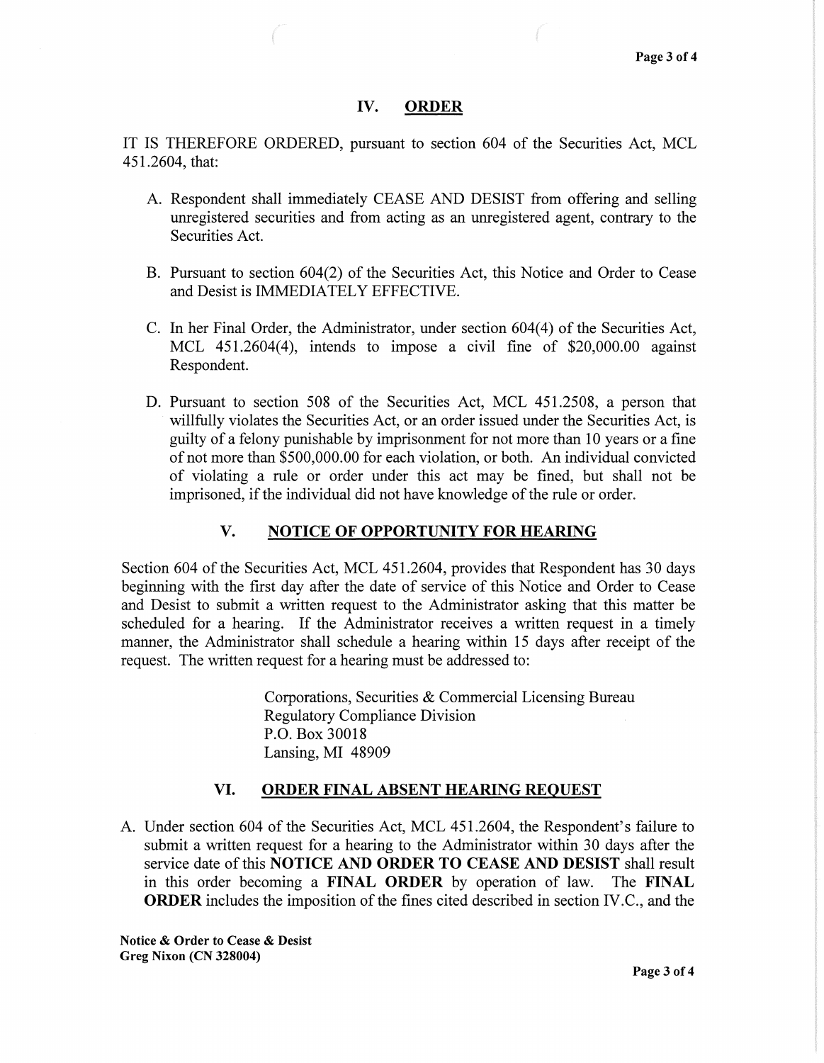## IV. ORDER

IT IS THEREFORE ORDERED, pursuant to section 604 of the Securities Act, MCL 451.2604, that:

A. Respondent shall immediately CEASE AND DESIST from offering and selling unregistered securities and from acting as an unregistered agent, contrary to the Securities Act.

B. Pursuant to section 604(2) of the Securities Act, this Notice and Order to Cease and Desist is IMMEDIATELY EFFECTIVE.

C. In her Final Order, the Administrator, under section 604(4) of the Securities Act, MCL 451.2604(4), intends to impose a civil fine of $20,000.00 against Respondent.

D. Pursuant to section 508 of the Securities Act, MCL 451.2508, a person that willfully violates the Securities Act, or an order issued under the Securities Act, is guilty of a felony punishable by imprisonment for not more than 10 years or a fine of not more than $500,000.00 for each violation, or both. An individual convicted of violating a rule or order under this act may be fined, but shall not be imprisoned, if the individual did not have knowledge of the rule or order.

## V. NOTICE OF OPPORTUNITY FOR HEARING

Section 604 of the Securities Act, MCL 451.2604, provides that Respondent has 30 days beginning with the first day after the date of service of this Notice and Order to Cease and Desist to submit a written request to the Administrator asking that this matter be scheduled for a hearing. If the Administrator receives a written request in a timely manner, the Administrator shall schedule a hearing within 15 days after receipt of the request. The written request for a hearing must be addressed to:

Corporations, Securities & Commercial Licensing Bureau
Regulatory Compliance Division
P.O. Box 30018
Lansing, MI 48909

## VI. ORDER FINAL ABSENT HEARING REQUEST

A. Under section 604 of the Securities Act, MCL 451.2604, the Respondent's failure to submit a written request for a hearing to the Administrator within 30 days after the service date of this **NOTICE AND ORDER TO CEASE AND DESIST** shall result in this order becoming a **FINAL ORDER** by operation of law. The **FINAL ORDER** includes the imposition of the fines cited described in section IV.C., and the

**Notice & Order to Cease & Desist**
**Greg Nixon (CN 328004)**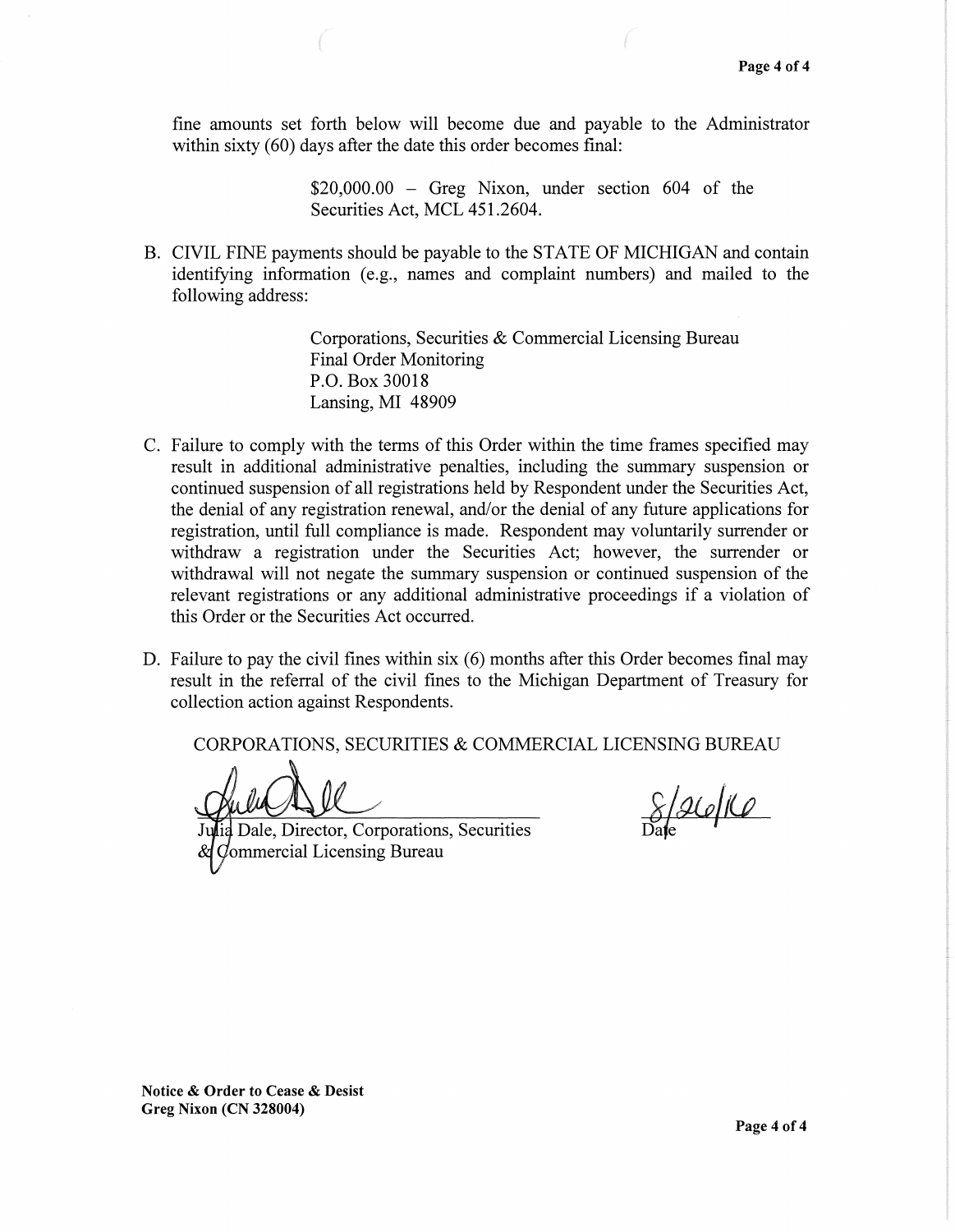fine amounts set forth below will become due and payable to the Administrator within sixty (60) days after the date this order becomes final:

> $20,000.00 – Greg Nixon, under section 604 of the Securities Act, MCL 451.2604.

B. CIVIL FINE payments should be payable to the STATE OF MICHIGAN and contain identifying information (e.g., names and complaint numbers) and mailed to the following address:

> Corporations, Securities & Commercial Licensing Bureau
> Final Order Monitoring
> P.O. Box 30018
> Lansing, MI 48909

C. Failure to comply with the terms of this Order within the time frames specified may result in additional administrative penalties, including the summary suspension or continued suspension of all registrations held by Respondent under the Securities Act, the denial of any registration renewal, and/or the denial of any future applications for registration, until full compliance is made. Respondent may voluntarily surrender or withdraw a registration under the Securities Act; however, the surrender or withdrawal will not negate the summary suspension or continued suspension of the relevant registrations or any additional administrative proceedings if a violation of this Order or the Securities Act occurred.

D. Failure to pay the civil fines within six (6) months after this Order becomes final may result in the referral of the civil fines to the Michigan Department of Treasury for collection action against Respondents.

CORPORATIONS, SECURITIES & COMMERCIAL LICENSING BUREAU

Julia Dale, Director, Corporations, Securities & Commercial Licensing Bureau

8/26/16
Date

**Notice & Order to Cease & Desist**
**Greg Nixon (CN 328004)**